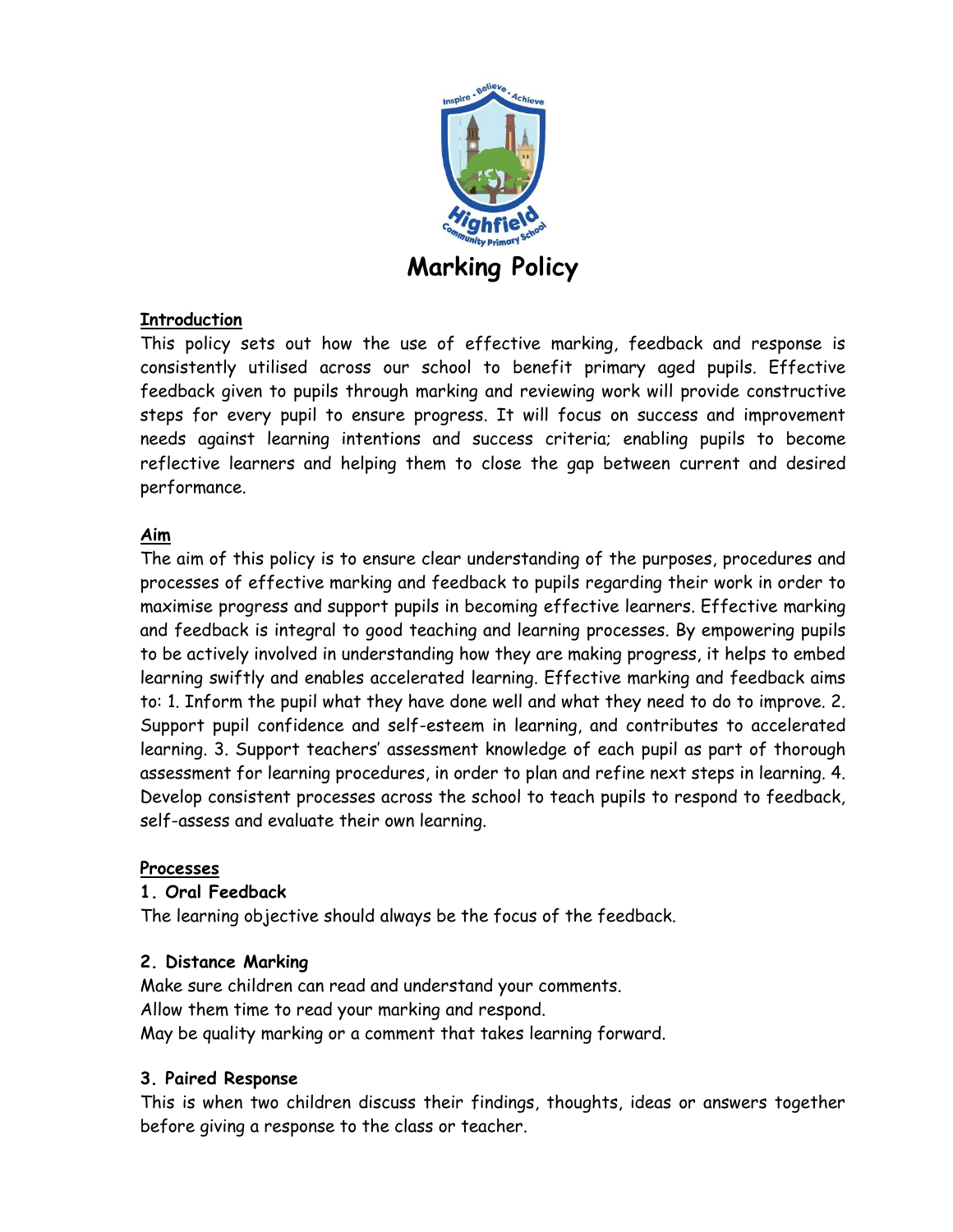# Marking Policy

**Introduction**

This policy sets out how the use of effective marking, feedback and response is consistently utilised across our school to benefit primary aged pupils. Effective feedback given to pupils through marking and reviewing work will provide constructive steps for every pupil to ensure progress. It will focus on success and improvement needs against learning intentions and success criteria; enabling pupils to become reflective learners and helping them to close the gap between current and desired performance.

**Aim**

The aim of this policy is to ensure clear understanding of the purposes, procedures and processes of effective marking and feedback to pupils regarding their work in order to maximise progress and support pupils in becoming effective learners. Effective marking and feedback is integral to good teaching and learning processes. By empowering pupils to be actively involved in understanding how they are making progress, it helps to embed learning swiftly and enables accelerated learning. Effective marking and feedback aims to: 1. Inform the pupil what they have done well and what they need to do to improve. 2. Support pupil confidence and self-esteem in learning, and contributes to accelerated learning. 3. Support teachers' assessment knowledge of each pupil as part of thorough assessment for learning procedures, in order to plan and refine next steps in learning. 4. Develop consistent processes across the school to teach pupils to respond to feedback, self-assess and evaluate their own learning.

**Processes**

**1. Oral Feedback**

The learning objective should always be the focus of the feedback.

**2. Distance Marking**

Make sure children can read and understand your comments.
Allow them time to read your marking and respond.
May be quality marking or a comment that takes learning forward.

**3. Paired Response**

This is when two children discuss their findings, thoughts, ideas or answers together before giving a response to the class or teacher.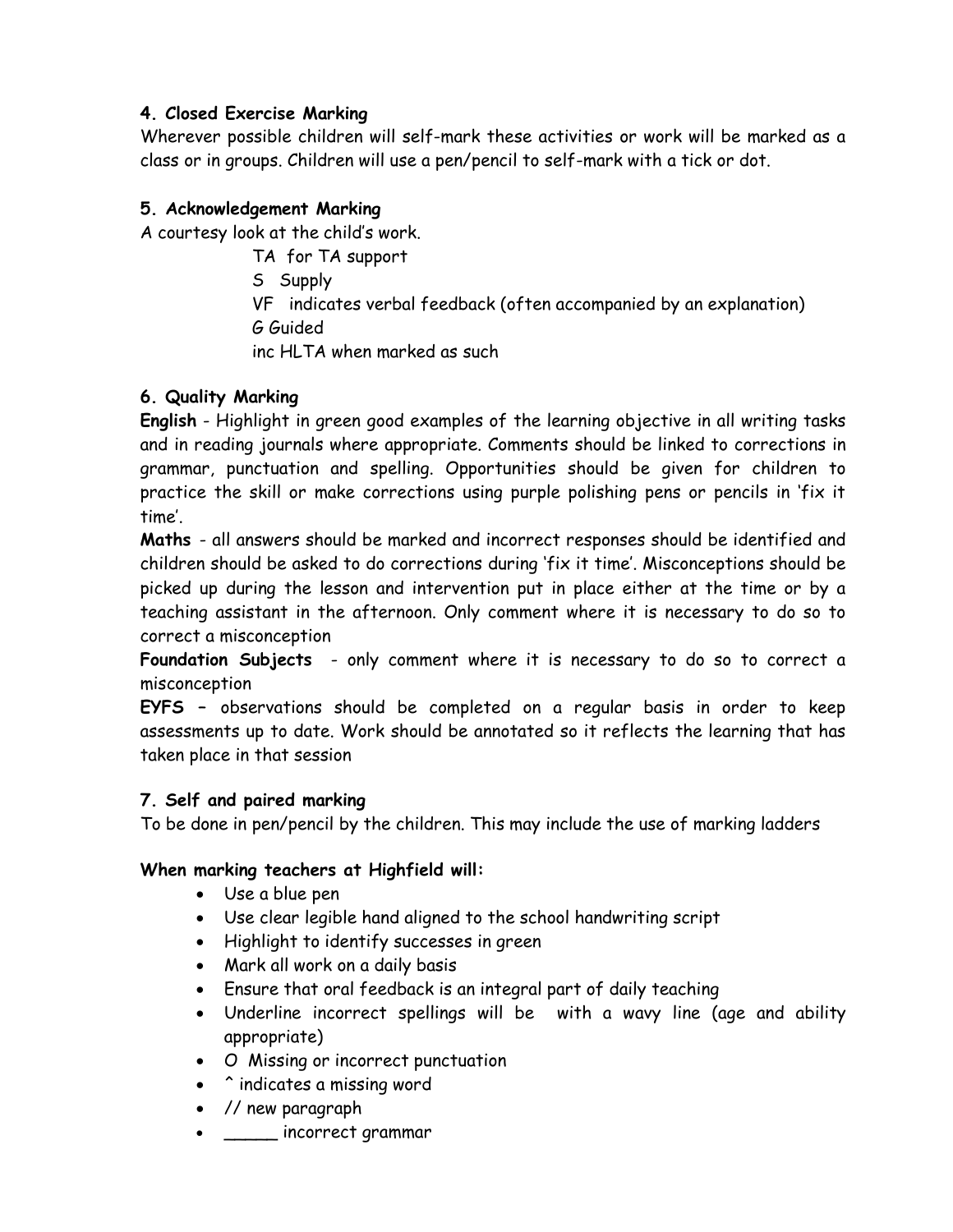**4. Closed Exercise Marking**

Wherever possible children will self-mark these activities or work will be marked as a class or in groups. Children will use a pen/pencil to self-mark with a tick or dot.

**5. Acknowledgement Marking**

A courtesy look at the child's work.

TA for TA support
S Supply
VF indicates verbal feedback (often accompanied by an explanation)
G Guided
inc HLTA when marked as such

**6. Quality Marking**

**English** - Highlight in green good examples of the learning objective in all writing tasks and in reading journals where appropriate. Comments should be linked to corrections in grammar, punctuation and spelling. Opportunities should be given for children to practice the skill or make corrections using purple polishing pens or pencils in 'fix it time'.

**Maths** - all answers should be marked and incorrect responses should be identified and children should be asked to do corrections during 'fix it time'. Misconceptions should be picked up during the lesson and intervention put in place either at the time or by a teaching assistant in the afternoon. Only comment where it is necessary to do so to correct a misconception

**Foundation Subjects** - only comment where it is necessary to do so to correct a misconception

**EYFS –** observations should be completed on a regular basis in order to keep assessments up to date. Work should be annotated so it reflects the learning that has taken place in that session

**7. Self and paired marking**

To be done in pen/pencil by the children. This may include the use of marking ladders

**When marking teachers at Highfield will:**

- Use a blue pen
- Use clear legible hand aligned to the school handwriting script
- Highlight to identify successes in green
- Mark all work on a daily basis
- Ensure that oral feedback is an integral part of daily teaching
- Underline incorrect spellings will be with a wavy line (age and ability appropriate)
- O Missing or incorrect punctuation
- ^ indicates a missing word
- // new paragraph
- _____ incorrect grammar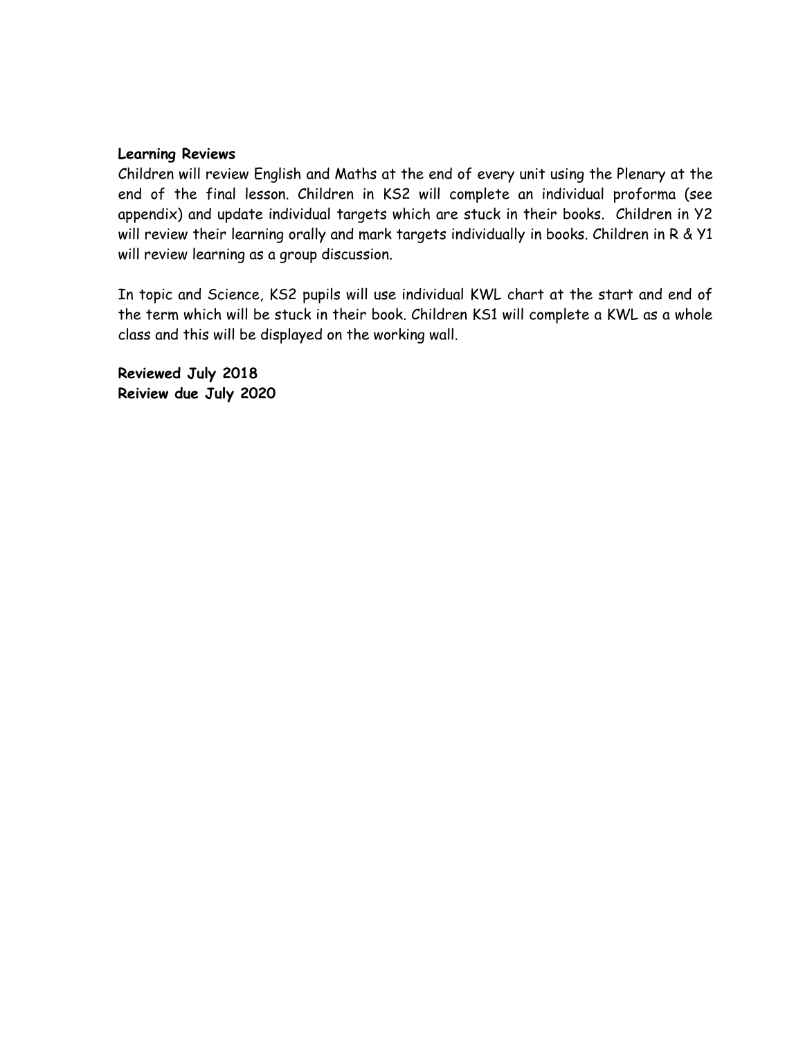**Learning Reviews**

Children will review English and Maths at the end of every unit using the Plenary at the end of the final lesson. Children in KS2 will complete an individual proforma (see appendix) and update individual targets which are stuck in their books. Children in Y2 will review their learning orally and mark targets individually in books. Children in R & Y1 will review learning as a group discussion.

In topic and Science, KS2 pupils will use individual KWL chart at the start and end of the term which will be stuck in their book. Children KS1 will complete a KWL as a whole class and this will be displayed on the working wall.

**Reviewed July 2018**
**Reiview due July 2020**